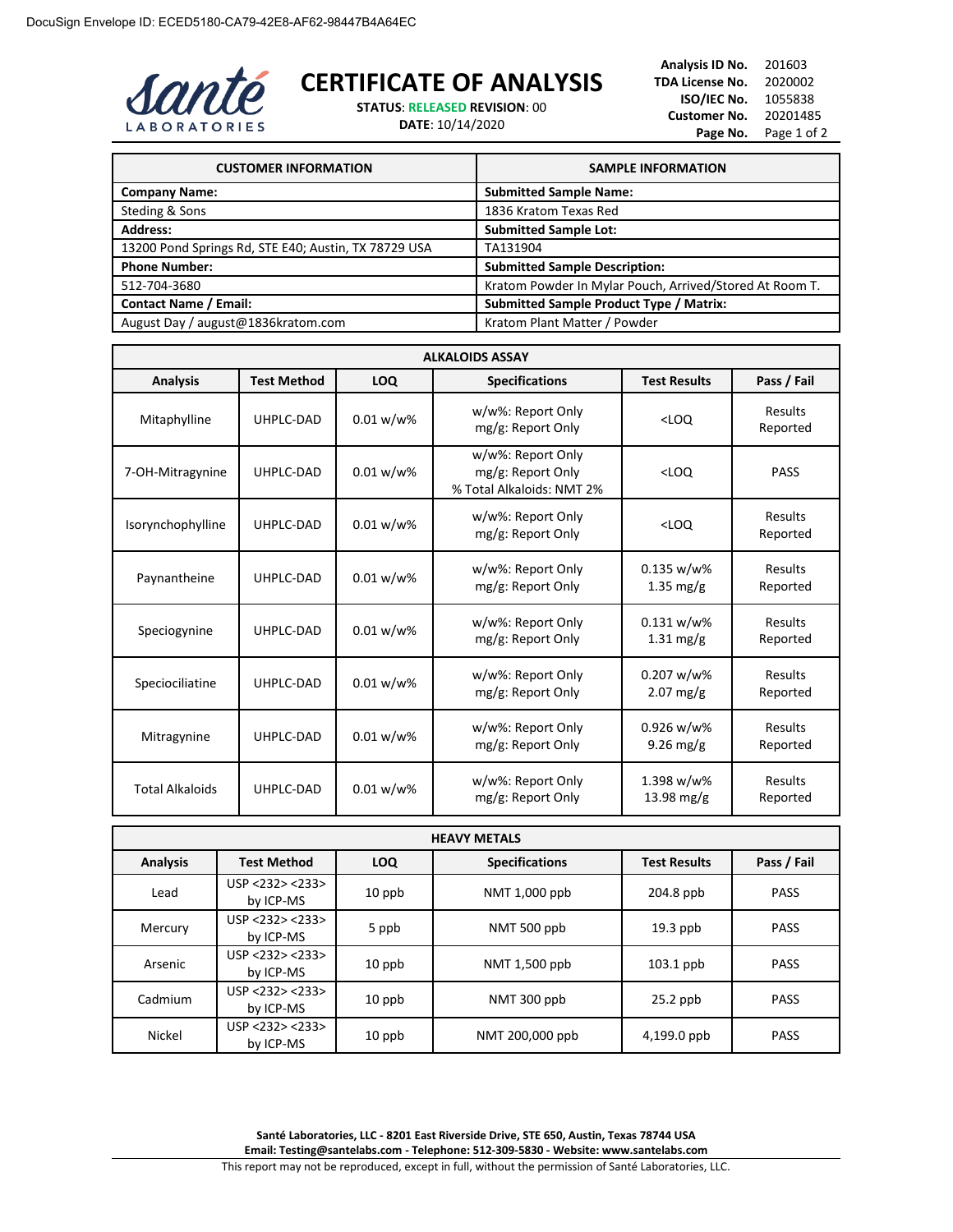DocuSign Envelope ID: ECED5180-CA79-42E8-AF62-98447B4A64EC

Santé LABORATORIES

# CERTIFICATE OF ANALYSIS

**STATUS**: RELEASED **REVISION**: 00
**DATE**: 10/14/2020

**Analysis ID No.** 201603
**TDA License No.** 2020002
**ISO/IEC No.** 1055838
**Customer No.** 20201485

| CUSTOMER INFORMATION | SAMPLE INFORMATION |
|---|---|
| **Company Name:** | **Submitted Sample Name:** |
| Steding & Sons | 1836 Kratom Texas Red |
| **Address:** | **Submitted Sample Lot:** |
| 13200 Pond Springs Rd, STE E40; Austin, TX 78729 USA | TA131904 |
| **Phone Number:** | **Submitted Sample Description:** |
| 512-704-3680 | Kratom Powder In Mylar Pouch, Arrived/Stored At Room T. |
| **Contact Name / Email:** | **Submitted Sample Product Type / Matrix:** |
| August Day / august@1836kratom.com | Kratom Plant Matter / Powder |

## ALKALOIDS ASSAY

| Analysis | Test Method | LOQ | Specifications | Test Results | Pass / Fail |
|---|---|---|---|---|---|
| Mitaphylline | UHPLC-DAD | 0.01 w/w% | w/w%: Report Only<br>mg/g: Report Only | <LOQ | Results Reported |
| 7-OH-Mitragynine | UHPLC-DAD | 0.01 w/w% | w/w%: Report Only<br>mg/g: Report Only<br>% Total Alkaloids: NMT 2% | <LOQ | PASS |
| Isorynchophylline | UHPLC-DAD | 0.01 w/w% | w/w%: Report Only<br>mg/g: Report Only | <LOQ | Results Reported |
| Paynantheine | UHPLC-DAD | 0.01 w/w% | w/w%: Report Only<br>mg/g: Report Only | 0.135 w/w%<br>1.35 mg/g | Results Reported |
| Speciogynine | UHPLC-DAD | 0.01 w/w% | w/w%: Report Only<br>mg/g: Report Only | 0.131 w/w%<br>1.31 mg/g | Results Reported |
| Speciociliatine | UHPLC-DAD | 0.01 w/w% | w/w%: Report Only<br>mg/g: Report Only | 0.207 w/w%<br>2.07 mg/g | Results Reported |
| Mitragynine | UHPLC-DAD | 0.01 w/w% | w/w%: Report Only<br>mg/g: Report Only | 0.926 w/w%<br>9.26 mg/g | Results Reported |
| Total Alkaloids | UHPLC-DAD | 0.01 w/w% | w/w%: Report Only<br>mg/g: Report Only | 1.398 w/w%<br>13.98 mg/g | Results Reported |

## HEAVY METALS

| Analysis | Test Method | LOQ | Specifications | Test Results | Pass / Fail |
|---|---|---|---|---|---|
| Lead | USP <232> <233> by ICP-MS | 10 ppb | NMT 1,000 ppb | 204.8 ppb | PASS |
| Mercury | USP <232> <233> by ICP-MS | 5 ppb | NMT 500 ppb | 19.3 ppb | PASS |
| Arsenic | USP <232> <233> by ICP-MS | 10 ppb | NMT 1,500 ppb | 103.1 ppb | PASS |
| Cadmium | USP <232> <233> by ICP-MS | 10 ppb | NMT 300 ppb | 25.2 ppb | PASS |
| Nickel | USP <232> <233> by ICP-MS | 10 ppb | NMT 200,000 ppb | 4,199.0 ppb | PASS |

**Santé Laboratories, LLC - 8201 East Riverside Drive, STE 650, Austin, Texas 78744 USA**
**Email: Testing@santelabs.com - Telephone: 512-309-5830 - Website: www.santelabs.com**

This report may not be reproduced, except in full, without the permission of Santé Laboratories, LLC.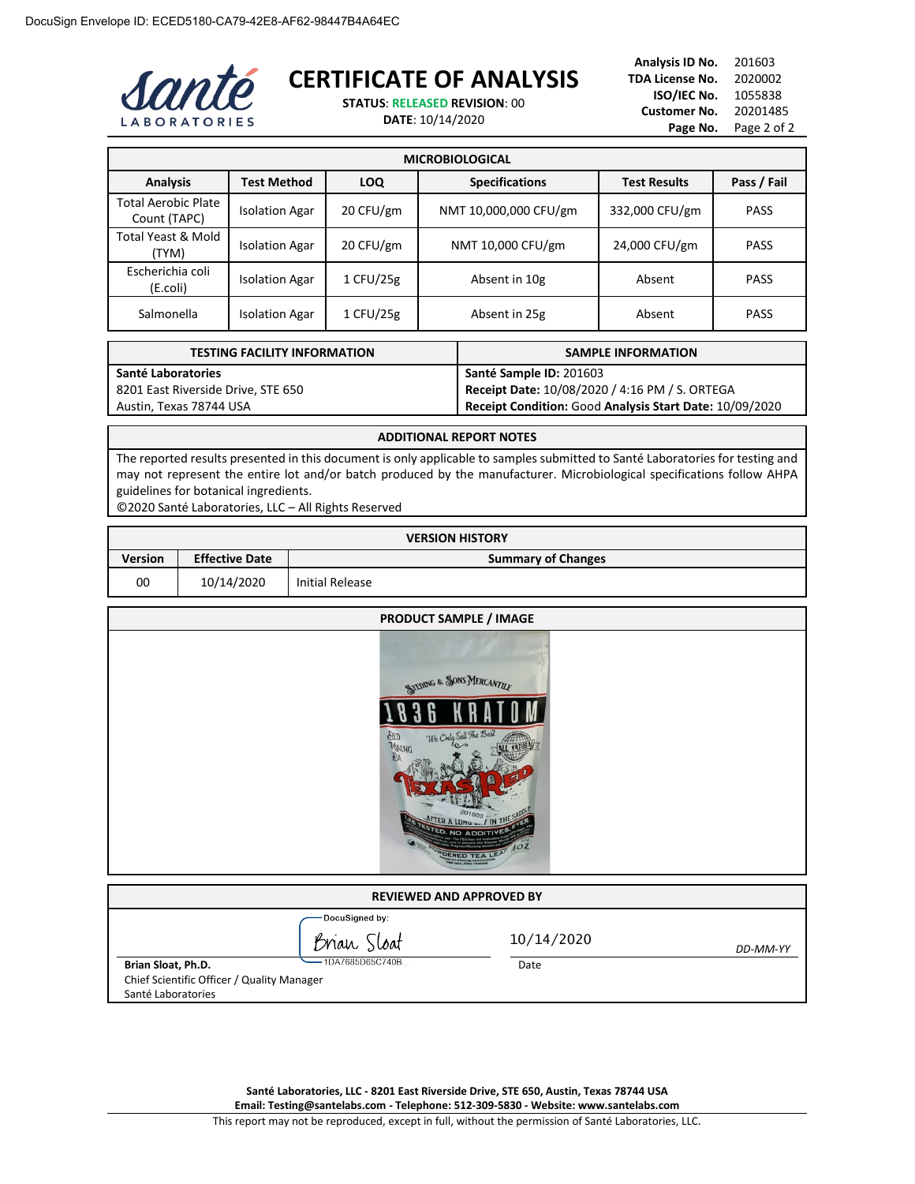DocuSign Envelope ID: ECED5180-CA79-42E8-AF62-98447B4A64EC

Santé LABORATORIES

# CERTIFICATE OF ANALYSIS

**STATUS**: RELEASED **REVISION**: 00
**DATE**: 10/14/2020

**Analysis ID No.** 201603
**TDA License No.** 2020002
**ISO/IEC No.** 1055838
**Customer No.** 20201485

| MICROBIOLOGICAL | | | | | |
|---|---|---|---|---|---|
| **Analysis** | **Test Method** | **LOQ** | **Specifications** | **Test Results** | **Pass / Fail** |
| Total Aerobic Plate Count (TAPC) | Isolation Agar | 20 CFU/gm | NMT 10,000,000 CFU/gm | 332,000 CFU/gm | PASS |
| Total Yeast & Mold (TYM) | Isolation Agar | 20 CFU/gm | NMT 10,000 CFU/gm | 24,000 CFU/gm | PASS |
| Escherichia coli (E.coli) | Isolation Agar | 1 CFU/25g | Absent in 10g | Absent | PASS |
| Salmonella | Isolation Agar | 1 CFU/25g | Absent in 25g | Absent | PASS |

| TESTING FACILITY INFORMATION | SAMPLE INFORMATION |
|---|---|
| **Santé Laboratories** | **Santé Sample ID:** 201603 |
| 8201 East Riverside Drive, STE 650 | **Receipt Date:** 10/08/2020 / 4:16 PM / S. ORTEGA |
| Austin, Texas 78744 USA | **Receipt Condition:** Good **Analysis Start Date:** 10/09/2020 |

### ADDITIONAL REPORT NOTES

The reported results presented in this document is only applicable to samples submitted to Santé Laboratories for testing and may not represent the entire lot and/or batch produced by the manufacturer. Microbiological specifications follow AHPA guidelines for botanical ingredients.
©2020 Santé Laboratories, LLC – All Rights Reserved

| VERSION HISTORY | | |
|---|---|---|
| **Version** | **Effective Date** | **Summary of Changes** |
| 00 | 10/14/2020 | Initial Release |

### PRODUCT SAMPLE / IMAGE

### REVIEWED AND APPROVED BY

DocuSigned by:
Brian Sloat
1DA7685D65C740B...

10/14/2020 — *DD-MM-YY*
Date

**Brian Sloat, Ph.D.**
Chief Scientific Officer / Quality Manager
Santé Laboratories

**Santé Laboratories, LLC - 8201 East Riverside Drive, STE 650, Austin, Texas 78744 USA**
**Email: Testing@santelabs.com - Telephone: 512-309-5830 - Website: www.santelabs.com**
This report may not be reproduced, except in full, without the permission of Santé Laboratories, LLC.